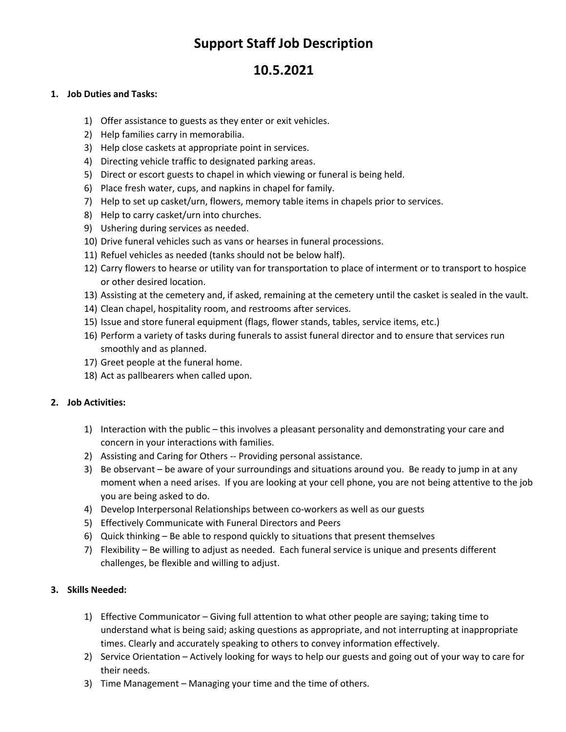# Support Staff Job Description

# 10.5.2021

**1. Job Duties and Tasks:**

1) Offer assistance to guests as they enter or exit vehicles.
2) Help families carry in memorabilia.
3) Help close caskets at appropriate point in services.
4) Directing vehicle traffic to designated parking areas.
5) Direct or escort guests to chapel in which viewing or funeral is being held.
6) Place fresh water, cups, and napkins in chapel for family.
7) Help to set up casket/urn, flowers, memory table items in chapels prior to services.
8) Help to carry casket/urn into churches.
9) Ushering during services as needed.
10) Drive funeral vehicles such as vans or hearses in funeral processions.
11) Refuel vehicles as needed (tanks should not be below half).
12) Carry flowers to hearse or utility van for transportation to place of interment or to transport to hospice or other desired location.
13) Assisting at the cemetery and, if asked, remaining at the cemetery until the casket is sealed in the vault.
14) Clean chapel, hospitality room, and restrooms after services.
15) Issue and store funeral equipment (flags, flower stands, tables, service items, etc.)
16) Perform a variety of tasks during funerals to assist funeral director and to ensure that services run smoothly and as planned.
17) Greet people at the funeral home.
18) Act as pallbearers when called upon.

**2. Job Activities:**

1) Interaction with the public – this involves a pleasant personality and demonstrating your care and concern in your interactions with families.
2) Assisting and Caring for Others -- Providing personal assistance.
3) Be observant – be aware of your surroundings and situations around you. Be ready to jump in at any moment when a need arises. If you are looking at your cell phone, you are not being attentive to the job you are being asked to do.
4) Develop Interpersonal Relationships between co-workers as well as our guests
5) Effectively Communicate with Funeral Directors and Peers
6) Quick thinking – Be able to respond quickly to situations that present themselves
7) Flexibility – Be willing to adjust as needed. Each funeral service is unique and presents different challenges, be flexible and willing to adjust.

**3. Skills Needed:**

1) Effective Communicator – Giving full attention to what other people are saying; taking time to understand what is being said; asking questions as appropriate, and not interrupting at inappropriate times. Clearly and accurately speaking to others to convey information effectively.
2) Service Orientation – Actively looking for ways to help our guests and going out of your way to care for their needs.
3) Time Management – Managing your time and the time of others.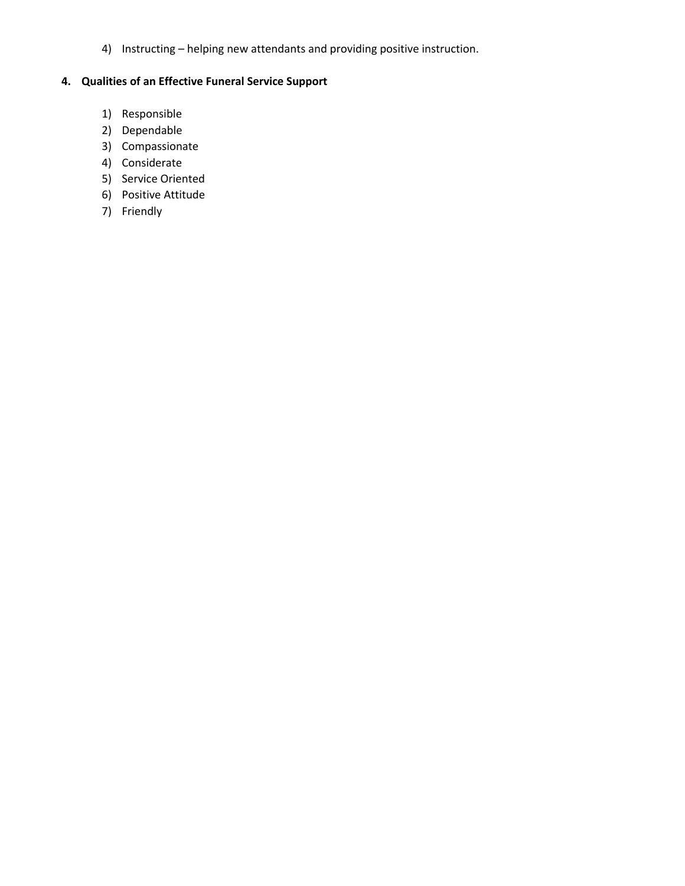4) Instructing – helping new attendants and providing positive instruction.

**4. Qualities of an Effective Funeral Service Support**

1) Responsible
2) Dependable
3) Compassionate
4) Considerate
5) Service Oriented
6) Positive Attitude
7) Friendly